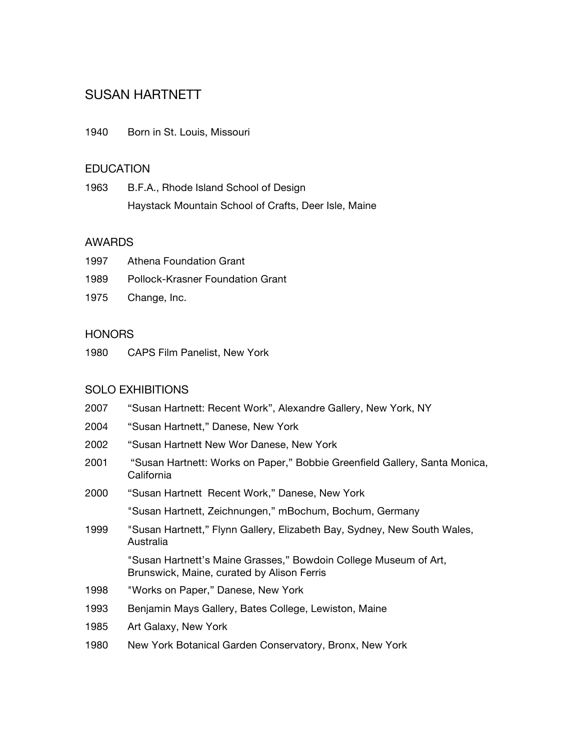# SUSAN HARTNETT

1940 Born in St. Louis, Missouri

## EDUCATION

1963 B.F.A., Rhode Island School of Design
Haystack Mountain School of Crafts, Deer Isle, Maine

## AWARDS

1997 Athena Foundation Grant
1989 Pollock-Krasner Foundation Grant
1975 Change, Inc.

## HONORS

1980 CAPS Film Panelist, New York

## SOLO EXHIBITIONS

2007 "Susan Hartnett: Recent Work", Alexandre Gallery, New York, NY

2004 "Susan Hartnett," Danese, New York

2002 "Susan Hartnett New Wor Danese, New York

2001 "Susan Hartnett: Works on Paper," Bobbie Greenfield Gallery, Santa Monica, California

2000 "Susan Hartnett Recent Work," Danese, New York

"Susan Hartnett, Zeichnungen," mBochum, Bochum, Germany

1999 "Susan Hartnett," Flynn Gallery, Elizabeth Bay, Sydney, New South Wales, Australia

"Susan Hartnett's Maine Grasses," Bowdoin College Museum of Art, Brunswick, Maine, curated by Alison Ferris

1998 "Works on Paper," Danese, New York

1993 Benjamin Mays Gallery, Bates College, Lewiston, Maine

1985 Art Galaxy, New York

1980 New York Botanical Garden Conservatory, Bronx, New York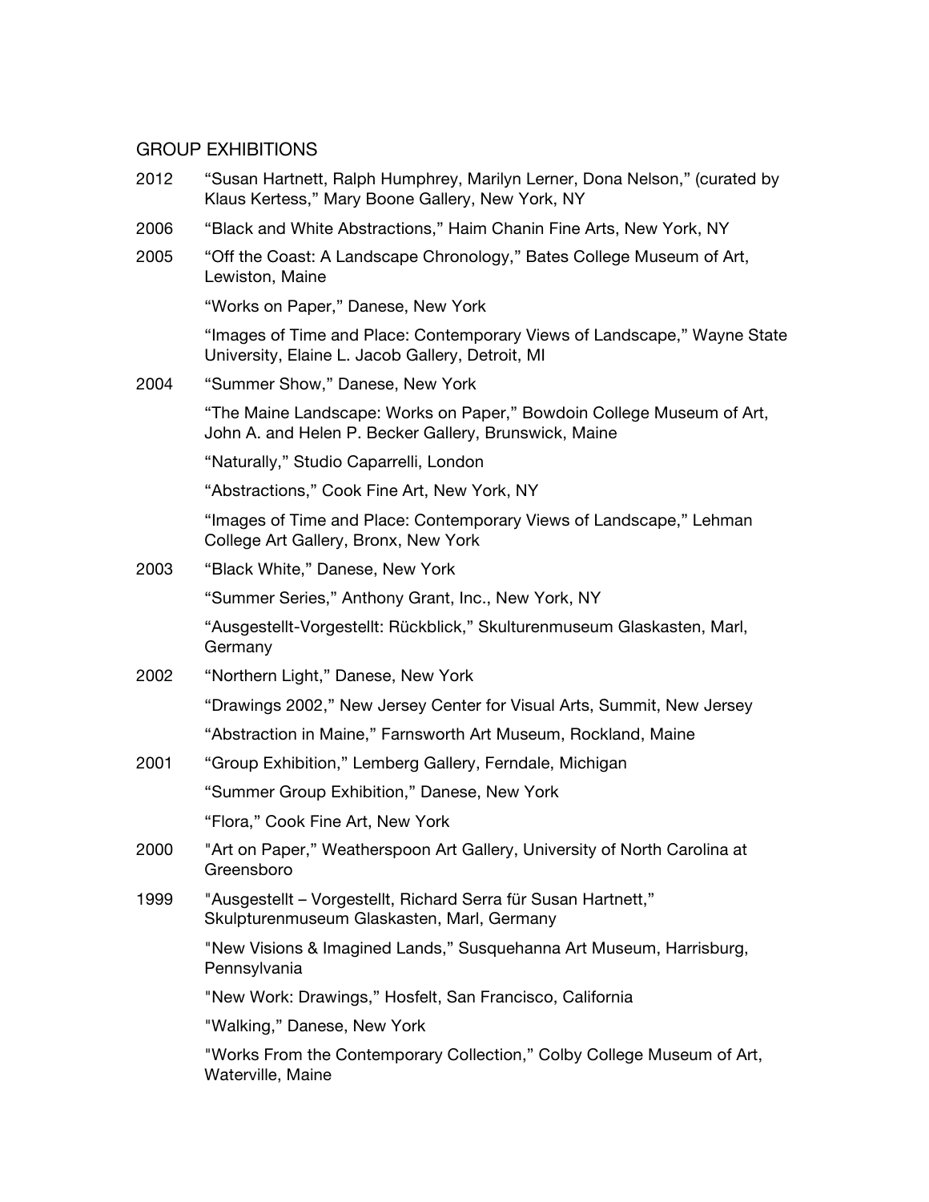## GROUP EXHIBITIONS

2012 "Susan Hartnett, Ralph Humphrey, Marilyn Lerner, Dona Nelson," (curated by Klaus Kertess," Mary Boone Gallery, New York, NY

2006 "Black and White Abstractions," Haim Chanin Fine Arts, New York, NY

2005 "Off the Coast: A Landscape Chronology," Bates College Museum of Art, Lewiston, Maine

"Works on Paper," Danese, New York

"Images of Time and Place: Contemporary Views of Landscape," Wayne State University, Elaine L. Jacob Gallery, Detroit, MI

2004 "Summer Show," Danese, New York

"The Maine Landscape: Works on Paper," Bowdoin College Museum of Art, John A. and Helen P. Becker Gallery, Brunswick, Maine

"Naturally," Studio Caparrelli, London

"Abstractions," Cook Fine Art, New York, NY

"Images of Time and Place: Contemporary Views of Landscape," Lehman College Art Gallery, Bronx, New York

2003 "Black White," Danese, New York

"Summer Series," Anthony Grant, Inc., New York, NY

"Ausgestellt-Vorgestellt: Rückblick," Skulturenmuseum Glaskasten, Marl, Germany

2002 "Northern Light," Danese, New York

"Drawings 2002," New Jersey Center for Visual Arts, Summit, New Jersey

"Abstraction in Maine," Farnsworth Art Museum, Rockland, Maine

2001 "Group Exhibition," Lemberg Gallery, Ferndale, Michigan

"Summer Group Exhibition," Danese, New York

"Flora," Cook Fine Art, New York

2000 "Art on Paper," Weatherspoon Art Gallery, University of North Carolina at Greensboro

1999 "Ausgestellt – Vorgestellt, Richard Serra für Susan Hartnett," Skulpturenmuseum Glaskasten, Marl, Germany

"New Visions & Imagined Lands," Susquehanna Art Museum, Harrisburg, Pennsylvania

"New Work: Drawings," Hosfelt, San Francisco, California

"Walking," Danese, New York

"Works From the Contemporary Collection," Colby College Museum of Art, Waterville, Maine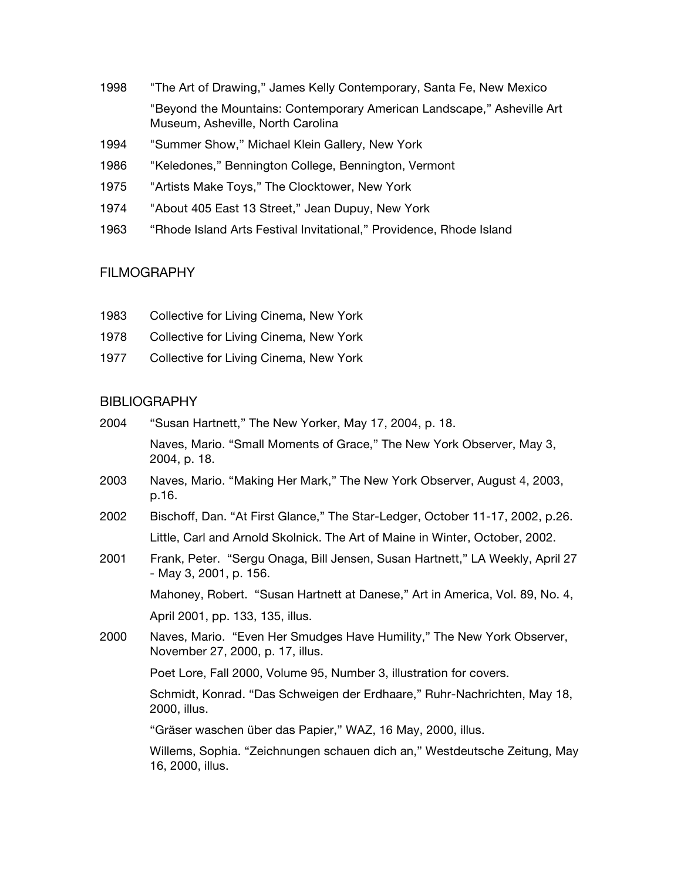1998 "The Art of Drawing," James Kelly Contemporary, Santa Fe, New Mexico

"Beyond the Mountains: Contemporary American Landscape," Asheville Art Museum, Asheville, North Carolina

1994 "Summer Show," Michael Klein Gallery, New York

1986 "Keledones," Bennington College, Bennington, Vermont

1975 "Artists Make Toys," The Clocktower, New York

1974 "About 405 East 13 Street," Jean Dupuy, New York

1963 "Rhode Island Arts Festival Invitational," Providence, Rhode Island

## FILMOGRAPHY

1983 Collective for Living Cinema, New York

1978 Collective for Living Cinema, New York

1977 Collective for Living Cinema, New York

## BIBLIOGRAPHY

2004 "Susan Hartnett," The New Yorker, May 17, 2004, p. 18.

Naves, Mario. "Small Moments of Grace," The New York Observer, May 3, 2004, p. 18.

2003 Naves, Mario. "Making Her Mark," The New York Observer, August 4, 2003, p.16.

2002 Bischoff, Dan. "At First Glance," The Star-Ledger, October 11-17, 2002, p.26.

Little, Carl and Arnold Skolnick. The Art of Maine in Winter, October, 2002.

2001 Frank, Peter. "Sergu Onaga, Bill Jensen, Susan Hartnett," LA Weekly, April 27 - May 3, 2001, p. 156.

Mahoney, Robert. "Susan Hartnett at Danese," Art in America, Vol. 89, No. 4, April 2001, pp. 133, 135, illus.

2000 Naves, Mario. "Even Her Smudges Have Humility," The New York Observer, November 27, 2000, p. 17, illus.

Poet Lore, Fall 2000, Volume 95, Number 3, illustration for covers.

Schmidt, Konrad. "Das Schweigen der Erdhaare," Ruhr-Nachrichten, May 18, 2000, illus.

"Gräser waschen über das Papier," WAZ, 16 May, 2000, illus.

Willems, Sophia. "Zeichnungen schauen dich an," Westdeutsche Zeitung, May 16, 2000, illus.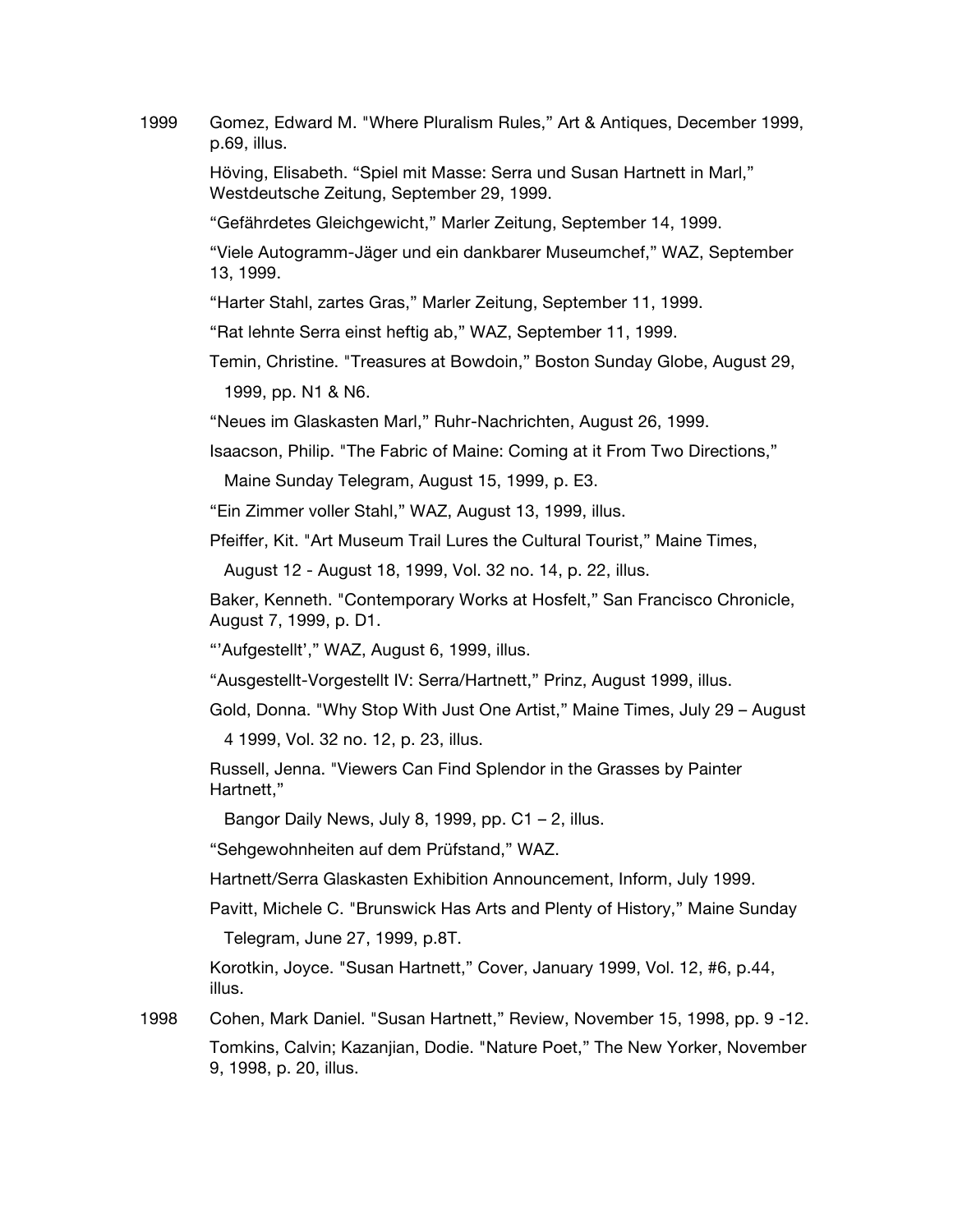1999 Gomez, Edward M. "Where Pluralism Rules," Art & Antiques, December 1999, p.69, illus.

Höving, Elisabeth. "Spiel mit Masse: Serra und Susan Hartnett in Marl," Westdeutsche Zeitung, September 29, 1999.

"Gefährdetes Gleichgewicht," Marler Zeitung, September 14, 1999.

"Viele Autogramm-Jäger und ein dankbarer Museumchef," WAZ, September 13, 1999.

"Harter Stahl, zartes Gras," Marler Zeitung, September 11, 1999.

"Rat lehnte Serra einst heftig ab," WAZ, September 11, 1999.

Temin, Christine. "Treasures at Bowdoin," Boston Sunday Globe, August 29, 1999, pp. N1 & N6.

"Neues im Glaskasten Marl," Ruhr-Nachrichten, August 26, 1999.

Isaacson, Philip. "The Fabric of Maine: Coming at it From Two Directions," Maine Sunday Telegram, August 15, 1999, p. E3.

"Ein Zimmer voller Stahl," WAZ, August 13, 1999, illus.

Pfeiffer, Kit. "Art Museum Trail Lures the Cultural Tourist," Maine Times, August 12 - August 18, 1999, Vol. 32 no. 14, p. 22, illus.

Baker, Kenneth. "Contemporary Works at Hosfelt," San Francisco Chronicle, August 7, 1999, p. D1.

"'Aufgestellt'," WAZ, August 6, 1999, illus.

"Ausgestellt-Vorgestellt IV: Serra/Hartnett," Prinz, August 1999, illus.

Gold, Donna. "Why Stop With Just One Artist," Maine Times, July 29 – August 4 1999, Vol. 32 no. 12, p. 23, illus.

Russell, Jenna. "Viewers Can Find Splendor in the Grasses by Painter Hartnett," Bangor Daily News, July 8, 1999, pp. C1 – 2, illus.

"Sehgewohnheiten auf dem Prüfstand," WAZ.

Hartnett/Serra Glaskasten Exhibition Announcement, Inform, July 1999.

Pavitt, Michele C. "Brunswick Has Arts and Plenty of History," Maine Sunday Telegram, June 27, 1999, p.8T.

Korotkin, Joyce. "Susan Hartnett," Cover, January 1999, Vol. 12, #6, p.44, illus.

1998 Cohen, Mark Daniel. "Susan Hartnett," Review, November 15, 1998, pp. 9 -12.

Tomkins, Calvin; Kazanjian, Dodie. "Nature Poet," The New Yorker, November 9, 1998, p. 20, illus.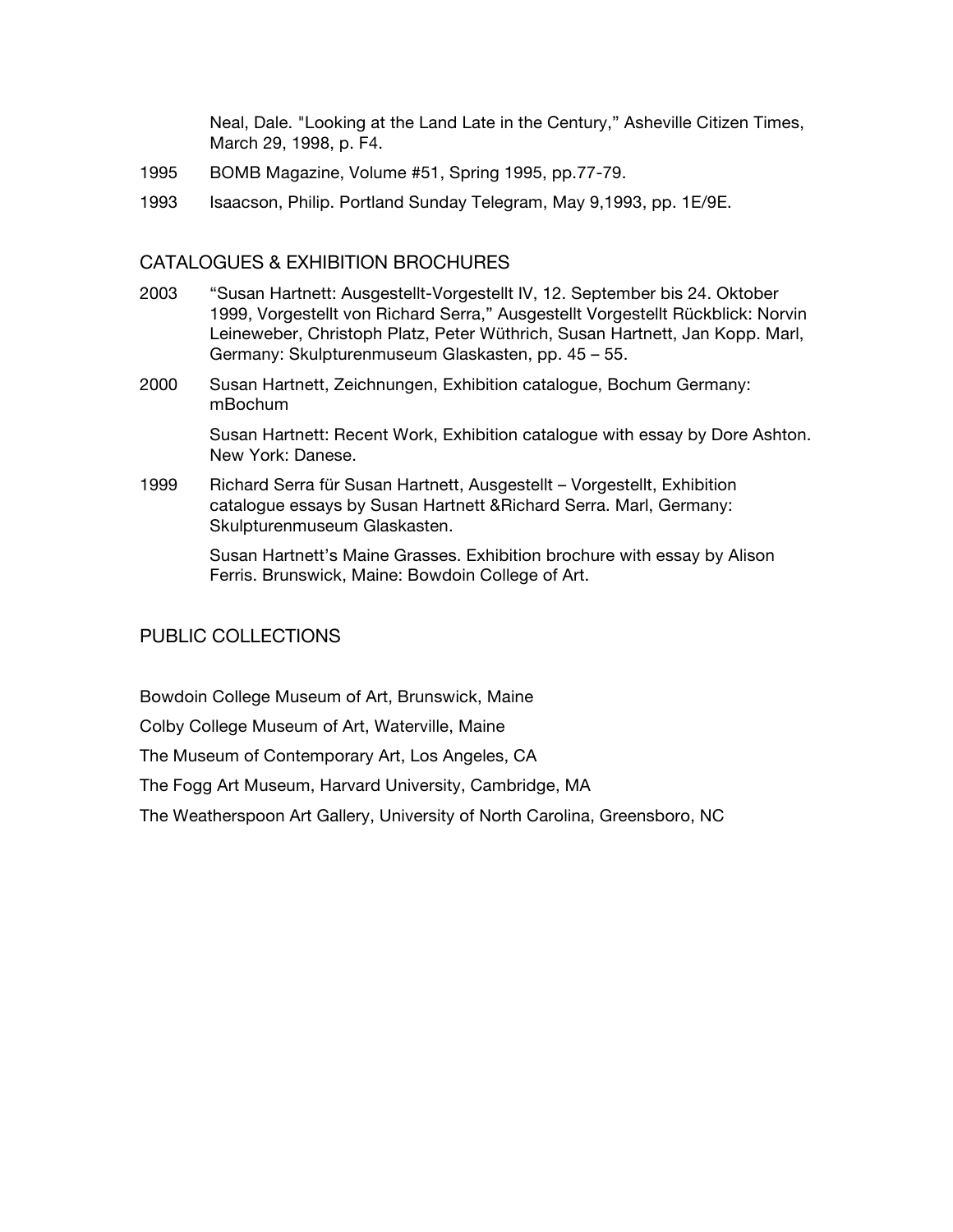Neal, Dale. "Looking at the Land Late in the Century," Asheville Citizen Times, March 29, 1998, p. F4.

1995 BOMB Magazine, Volume #51, Spring 1995, pp.77-79.

1993 Isaacson, Philip. Portland Sunday Telegram, May 9,1993, pp. 1E/9E.

## CATALOGUES & EXHIBITION BROCHURES

2003 "Susan Hartnett: Ausgestellt-Vorgestellt IV, 12. September bis 24. Oktober 1999, Vorgestellt von Richard Serra," Ausgestellt Vorgestellt Rückblick: Norvin Leineweber, Christoph Platz, Peter Wüthrich, Susan Hartnett, Jan Kopp. Marl, Germany: Skulpturenmuseum Glaskasten, pp. 45 – 55.

2000 Susan Hartnett, Zeichnungen, Exhibition catalogue, Bochum Germany: mBochum

Susan Hartnett: Recent Work, Exhibition catalogue with essay by Dore Ashton. New York: Danese.

1999 Richard Serra für Susan Hartnett, Ausgestellt – Vorgestellt, Exhibition catalogue essays by Susan Hartnett &Richard Serra. Marl, Germany: Skulpturenmuseum Glaskasten.

Susan Hartnett's Maine Grasses. Exhibition brochure with essay by Alison Ferris. Brunswick, Maine: Bowdoin College of Art.

## PUBLIC COLLECTIONS

Bowdoin College Museum of Art, Brunswick, Maine

Colby College Museum of Art, Waterville, Maine

The Museum of Contemporary Art, Los Angeles, CA

The Fogg Art Museum, Harvard University, Cambridge, MA

The Weatherspoon Art Gallery, University of North Carolina, Greensboro, NC